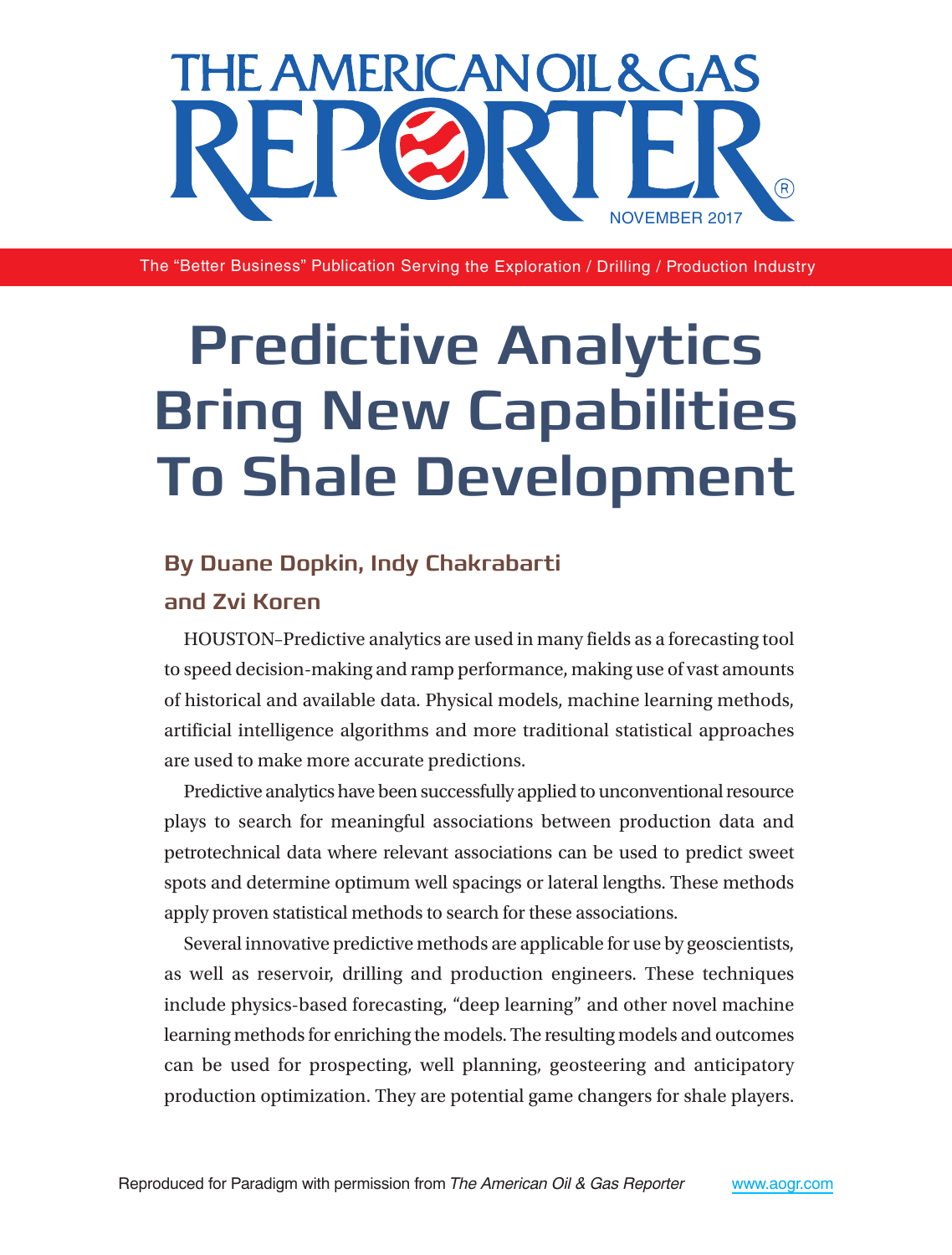# THE AMERICAN OIL & GAS REPORTER

NOVEMBER 2017

The "Better Business" Publication Serving the Exploration / Drilling / Production Industry

# Predictive Analytics Bring New Capabilities To Shale Development

### By Duane Dopkin, Indy Chakrabarti and Zvi Koren

HOUSTON–Predictive analytics are used in many fields as a forecasting tool to speed decision-making and ramp performance, making use of vast amounts of historical and available data. Physical models, machine learning methods, artificial intelligence algorithms and more traditional statistical approaches are used to make more accurate predictions.

Predictive analytics have been successfully applied to unconventional resource plays to search for meaningful associations between production data and petrotechnical data where relevant associations can be used to predict sweet spots and determine optimum well spacings or lateral lengths. These methods apply proven statistical methods to search for these associations.

Several innovative predictive methods are applicable for use by geoscientists, as well as reservoir, drilling and production engineers. These techniques include physics-based forecasting, "deep learning" and other novel machine learning methods for enriching the models. The resulting models and outcomes can be used for prospecting, well planning, geosteering and anticipatory production optimization. They are potential game changers for shale players.

Reproduced for Paradigm with permission from *The American Oil & Gas Reporter* www.aogr.com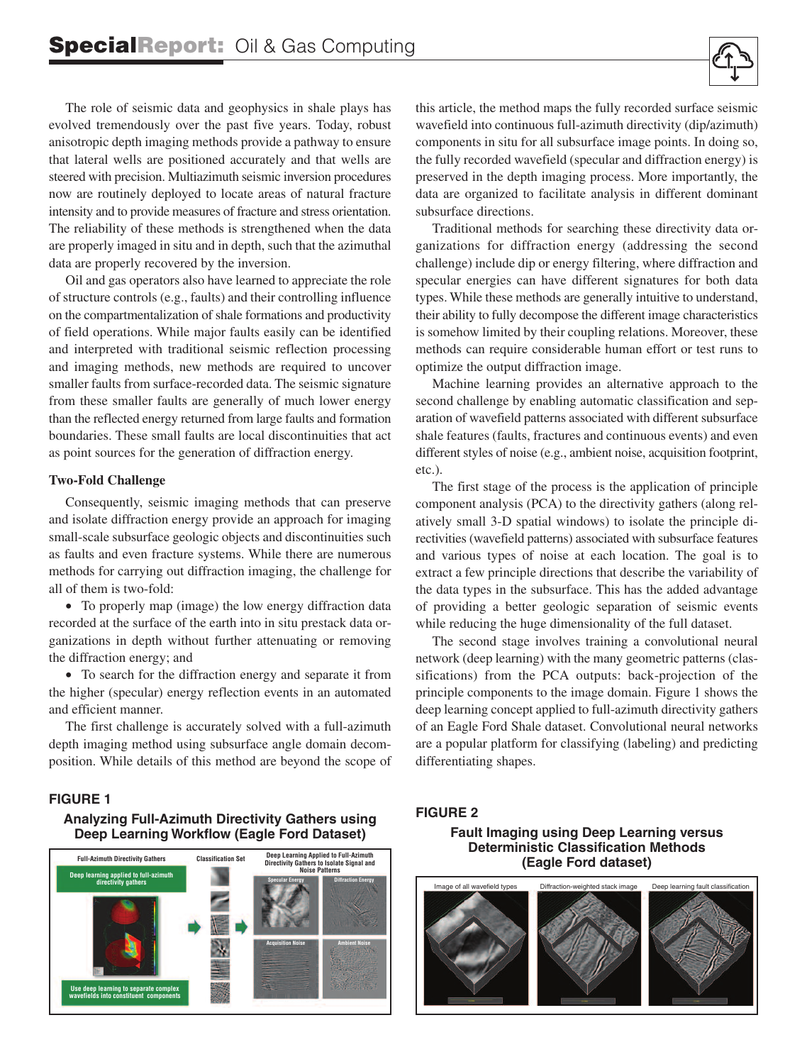The role of seismic data and geophysics in shale plays has evolved tremendously over the past five years. Today, robust anisotropic depth imaging methods provide a pathway to ensure that lateral wells are positioned accurately and that wells are steered with precision. Multiazimuth seismic inversion procedures now are routinely deployed to locate areas of natural fracture intensity and to provide measures of fracture and stress orientation. The reliability of these methods is strengthened when the data are properly imaged in situ and in depth, such that the azimuthal data are properly recovered by the inversion.

Oil and gas operators also have learned to appreciate the role of structure controls (e.g., faults) and their controlling influence on the compartmentalization of shale formations and productivity of field operations. While major faults easily can be identified and interpreted with traditional seismic reflection processing and imaging methods, new methods are required to uncover smaller faults from surface-recorded data. The seismic signature from these smaller faults are generally of much lower energy than the reflected energy returned from large faults and formation boundaries. These small faults are local discontinuities that act as point sources for the generation of diffraction energy.

### Two-Fold Challenge

Consequently, seismic imaging methods that can preserve and isolate diffraction energy provide an approach for imaging small-scale subsurface geologic objects and discontinuities such as faults and even fracture systems. While there are numerous methods for carrying out diffraction imaging, the challenge for all of them is two-fold:

- To properly map (image) the low energy diffraction data recorded at the surface of the earth into in situ prestack data organizations in depth without further attenuating or removing the diffraction energy; and
- To search for the diffraction energy and separate it from the higher (specular) energy reflection events in an automated and efficient manner.

The first challenge is accurately solved with a full-azimuth depth imaging method using subsurface angle domain decomposition. While details of this method are beyond the scope of this article, the method maps the fully recorded surface seismic wavefield into continuous full-azimuth directivity (dip/azimuth) components in situ for all subsurface image points. In doing so, the fully recorded wavefield (specular and diffraction energy) is preserved in the depth imaging process. More importantly, the data are organized to facilitate analysis in different dominant subsurface directions.

Traditional methods for searching these directivity data organizations for diffraction energy (addressing the second challenge) include dip or energy filtering, where diffraction and specular energies can have different signatures for both data types. While these methods are generally intuitive to understand, their ability to fully decompose the different image characteristics is somehow limited by their coupling relations. Moreover, these methods can require considerable human effort or test runs to optimize the output diffraction image.

Machine learning provides an alternative approach to the second challenge by enabling automatic classification and separation of wavefield patterns associated with different subsurface shale features (faults, fractures and continuous events) and even different styles of noise (e.g., ambient noise, acquisition footprint, etc.).

The first stage of the process is the application of principle component analysis (PCA) to the directivity gathers (along relatively small 3-D spatial windows) to isolate the principle directivities (wavefield patterns) associated with subsurface features and various types of noise at each location. The goal is to extract a few principle directions that describe the variability of the data types in the subsurface. This has the added advantage of providing a better geologic separation of seismic events while reducing the huge dimensionality of the full dataset.

The second stage involves training a convolutional neural network (deep learning) with the many geometric patterns (classifications) from the PCA outputs: back-projection of the principle components to the image domain. Figure 1 shows the deep learning concept applied to full-azimuth directivity gathers of an Eagle Ford Shale dataset. Convolutional neural networks are a popular platform for classifying (labeling) and predicting differentiating shapes.

**FIGURE 1**

**Analyzing Full-Azimuth Directivity Gathers using Deep Learning Workflow (Eagle Ford Dataset)**

**FIGURE 2**

**Fault Imaging using Deep Learning versus Deterministic Classification Methods (Eagle Ford dataset)**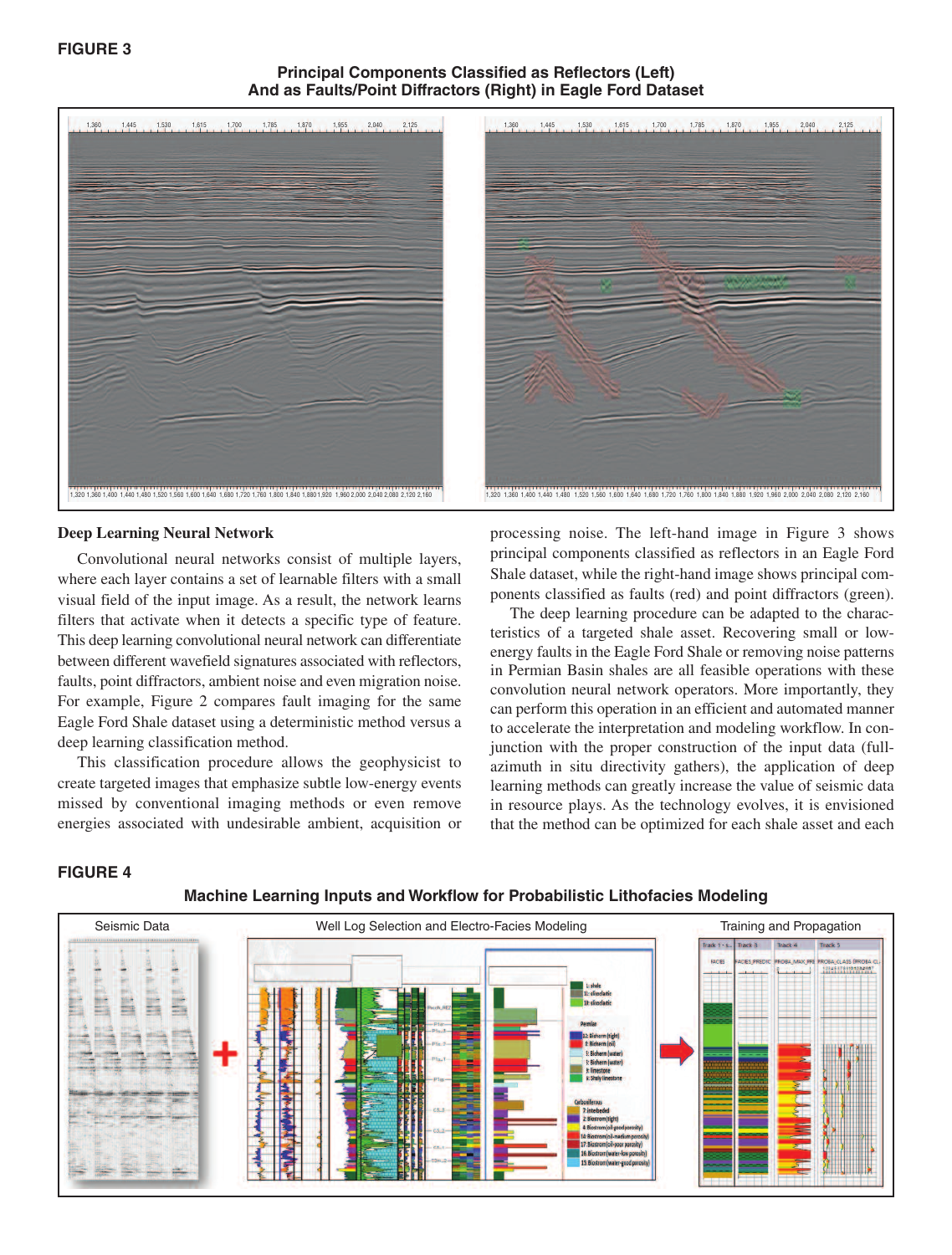**FIGURE 3**

**Principal Components Classified as Reflectors (Left) And as Faults/Point Diffractors (Right) in Eagle Ford Dataset**

### Deep Learning Neural Network

Convolutional neural networks consist of multiple layers, where each layer contains a set of learnable filters with a small visual field of the input image. As a result, the network learns filters that activate when it detects a specific type of feature. This deep learning convolutional neural network can differentiate between different wavefield signatures associated with reflectors, faults, point diffractors, ambient noise and even migration noise. For example, Figure 2 compares fault imaging for the same Eagle Ford Shale dataset using a deterministic method versus a deep learning classification method.

This classification procedure allows the geophysicist to create targeted images that emphasize subtle low-energy events missed by conventional imaging methods or even remove energies associated with undesirable ambient, acquisition or processing noise. The left-hand image in Figure 3 shows principal components classified as reflectors in an Eagle Ford Shale dataset, while the right-hand image shows principal components classified as faults (red) and point diffractors (green).

The deep learning procedure can be adapted to the characteristics of a targeted shale asset. Recovering small or low-energy faults in the Eagle Ford Shale or removing noise patterns in Permian Basin shales are all feasible operations with these convolution neural network operators. More importantly, they can perform this operation in an efficient and automated manner to accelerate the interpretation and modeling workflow. In conjunction with the proper construction of the input data (full-azimuth in situ directivity gathers), the application of deep learning methods can greatly increase the value of seismic data in resource plays. As the technology evolves, it is envisioned that the method can be optimized for each shale asset and each

**FIGURE 4**

**Machine Learning Inputs and Workflow for Probabilistic Lithofacies Modeling**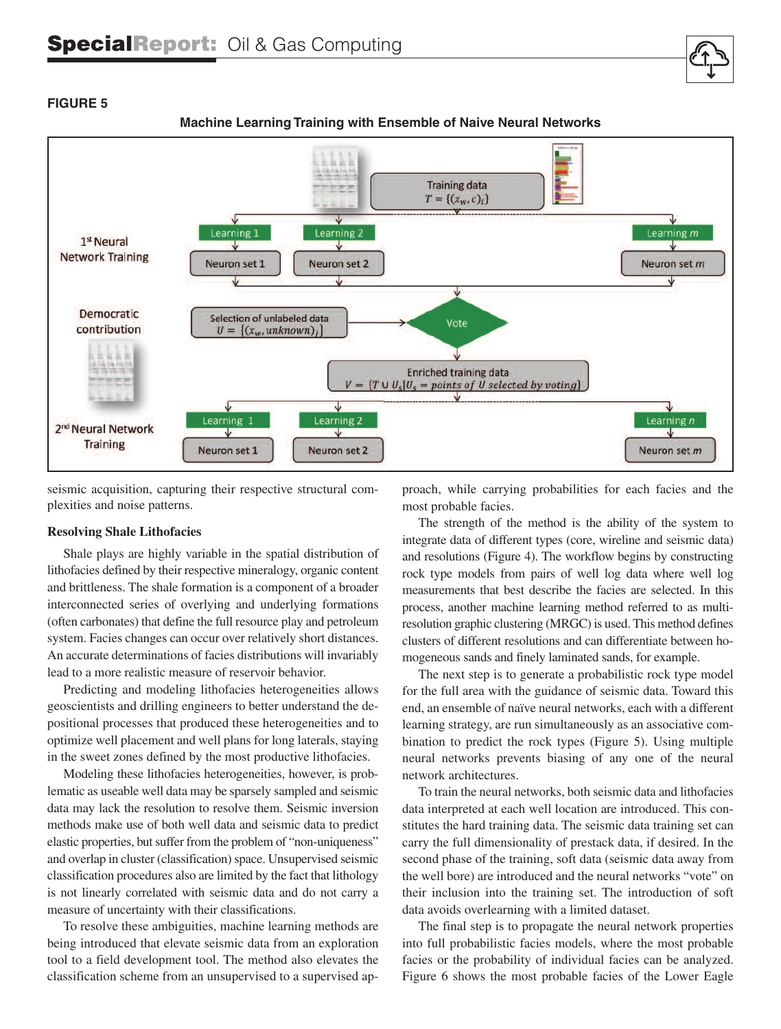**FIGURE 5**

**Machine Learning Training with Ensemble of Naive Neural Networks**

seismic acquisition, capturing their respective structural complexities and noise patterns.

### Resolving Shale Lithofacies

Shale plays are highly variable in the spatial distribution of lithofacies defined by their respective mineralogy, organic content and brittleness. The shale formation is a component of a broader interconnected series of overlying and underlying formations (often carbonates) that define the full resource play and petroleum system. Facies changes can occur over relatively short distances. An accurate determinations of facies distributions will invariably lead to a more realistic measure of reservoir behavior.

Predicting and modeling lithofacies heterogeneities allows geoscientists and drilling engineers to better understand the depositional processes that produced these heterogeneities and to optimize well placement and well plans for long laterals, staying in the sweet zones defined by the most productive lithofacies.

Modeling these lithofacies heterogeneities, however, is problematic as useable well data may be sparsely sampled and seismic data may lack the resolution to resolve them. Seismic inversion methods make use of both well data and seismic data to predict elastic properties, but suffer from the problem of "non-uniqueness" and overlap in cluster (classification) space. Unsupervised seismic classification procedures also are limited by the fact that lithology is not linearly correlated with seismic data and do not carry a measure of uncertainty with their classifications.

To resolve these ambiguities, machine learning methods are being introduced that elevate seismic data from an exploration tool to a field development tool. The method also elevates the classification scheme from an unsupervised to a supervised approach, while carrying probabilities for each facies and the most probable facies.

The strength of the method is the ability of the system to integrate data of different types (core, wireline and seismic data) and resolutions (Figure 4). The workflow begins by constructing rock type models from pairs of well log data where well log measurements that best describe the facies are selected. In this process, another machine learning method referred to as multi-resolution graphic clustering (MRGC) is used. This method defines clusters of different resolutions and can differentiate between homogeneous sands and finely laminated sands, for example.

The next step is to generate a probabilistic rock type model for the full area with the guidance of seismic data. Toward this end, an ensemble of naïve neural networks, each with a different learning strategy, are run simultaneously as an associative combination to predict the rock types (Figure 5). Using multiple neural networks prevents biasing of any one of the neural network architectures.

To train the neural networks, both seismic data and lithofacies data interpreted at each well location are introduced. This constitutes the hard training data. The seismic data training set can carry the full dimensionality of prestack data, if desired. In the second phase of the training, soft data (seismic data away from the well bore) are introduced and the neural networks "vote" on their inclusion into the training set. The introduction of soft data avoids overlearning with a limited dataset.

The final step is to propagate the neural network properties into full probabilistic facies models, where the most probable facies or the probability of individual facies can be analyzed. Figure 6 shows the most probable facies of the Lower Eagle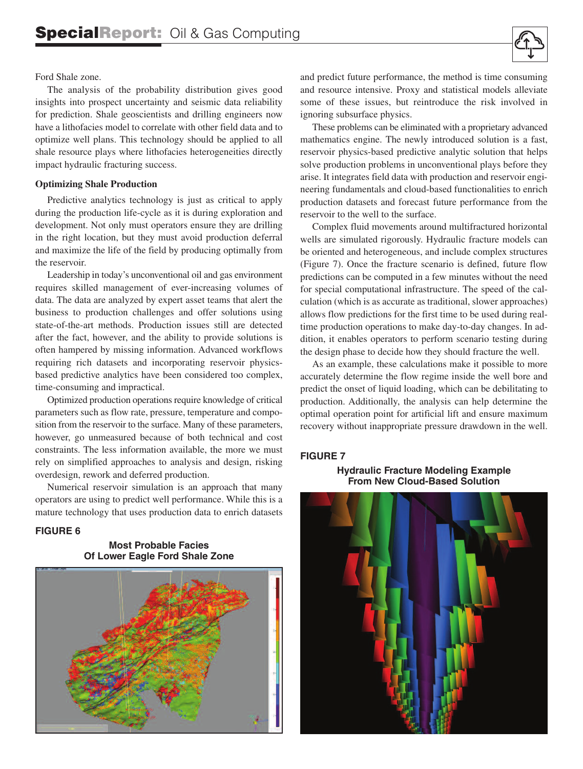Ford Shale zone.

The analysis of the probability distribution gives good insights into prospect uncertainty and seismic data reliability for prediction. Shale geoscientists and drilling engineers now have a lithofacies model to correlate with other field data and to optimize well plans. This technology should be applied to all shale resource plays where lithofacies heterogeneities directly impact hydraulic fracturing success.

### Optimizing Shale Production

Predictive analytics technology is just as critical to apply during the production life-cycle as it is during exploration and development. Not only must operators ensure they are drilling in the right location, but they must avoid production deferral and maximize the life of the field by producing optimally from the reservoir.

Leadership in today's unconventional oil and gas environment requires skilled management of ever-increasing volumes of data. The data are analyzed by expert asset teams that alert the business to production challenges and offer solutions using state-of-the-art methods. Production issues still are detected after the fact, however, and the ability to provide solutions is often hampered by missing information. Advanced workflows requiring rich datasets and incorporating reservoir physics-based predictive analytics have been considered too complex, time-consuming and impractical.

Optimized production operations require knowledge of critical parameters such as flow rate, pressure, temperature and composition from the reservoir to the surface. Many of these parameters, however, go unmeasured because of both technical and cost constraints. The less information available, the more we must rely on simplified approaches to analysis and design, risking overdesign, rework and deferred production.

Numerical reservoir simulation is an approach that many operators are using to predict well performance. While this is a mature technology that uses production data to enrich datasets and predict future performance, the method is time consuming and resource intensive. Proxy and statistical models alleviate some of these issues, but reintroduce the risk involved in ignoring subsurface physics.

These problems can be eliminated with a proprietary advanced mathematics engine. The newly introduced solution is a fast, reservoir physics-based predictive analytic solution that helps solve production problems in unconventional plays before they arise. It integrates field data with production and reservoir engineering fundamentals and cloud-based functionalities to enrich production datasets and forecast future performance from the reservoir to the well to the surface.

Complex fluid movements around multifractured horizontal wells are simulated rigorously. Hydraulic fracture models can be oriented and heterogeneous, and include complex structures (Figure 7). Once the fracture scenario is defined, future flow predictions can be computed in a few minutes without the need for special computational infrastructure. The speed of the calculation (which is as accurate as traditional, slower approaches) allows flow predictions for the first time to be used during real-time production operations to make day-to-day changes. In addition, it enables operators to perform scenario testing during the design phase to decide how they should fracture the well.

As an example, these calculations make it possible to more accurately determine the flow regime inside the well bore and predict the onset of liquid loading, which can be debilitating to production. Additionally, the analysis can help determine the optimal operation point for artificial lift and ensure maximum recovery without inappropriate pressure drawdown in the well.

**FIGURE 6**

**Most Probable Facies Of Lower Eagle Ford Shale Zone**

**FIGURE 7**

**Hydraulic Fracture Modeling Example From New Cloud-Based Solution**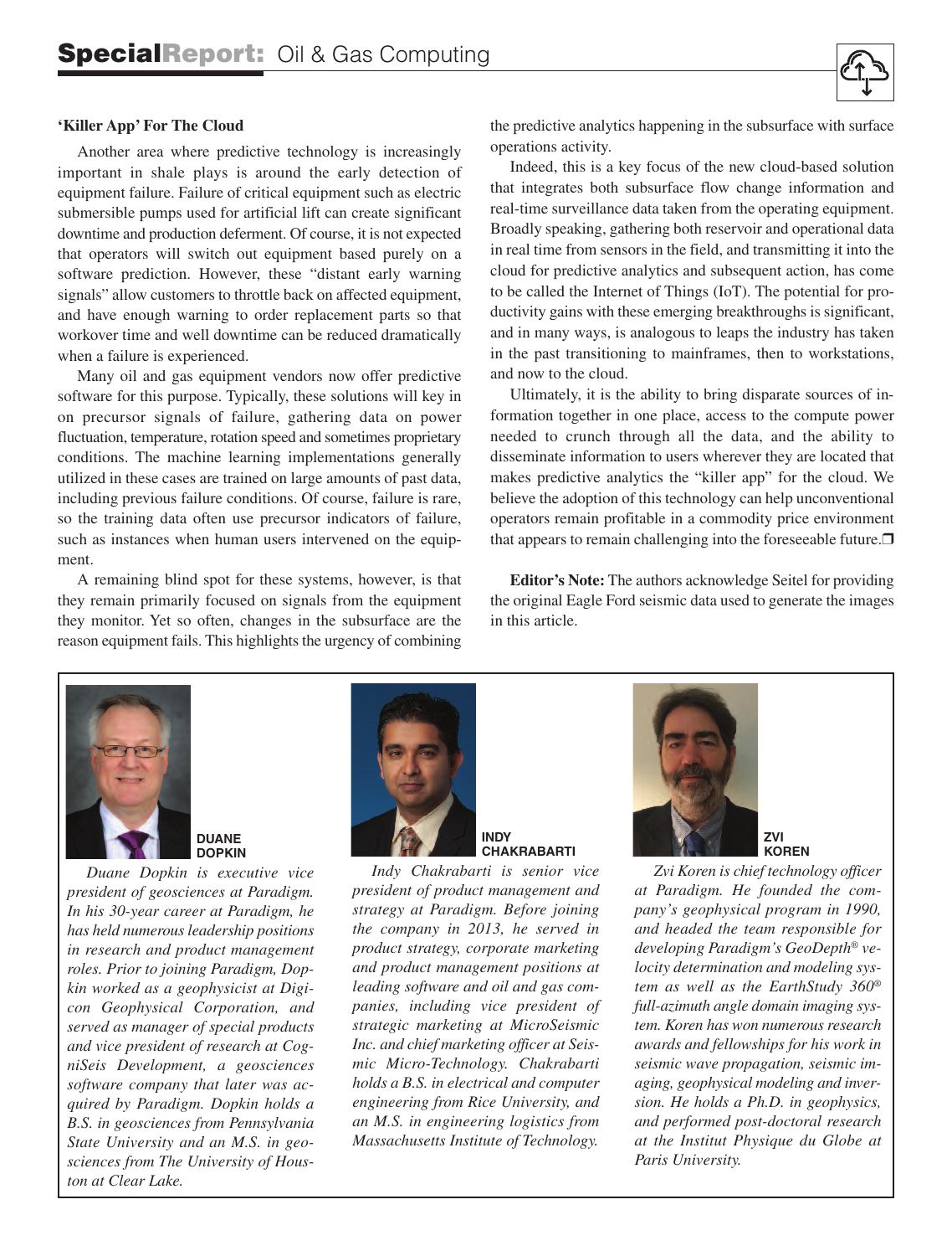### 'Killer App' For The Cloud

Another area where predictive technology is increasingly important in shale plays is around the early detection of equipment failure. Failure of critical equipment such as electric submersible pumps used for artificial lift can create significant downtime and production deferment. Of course, it is not expected that operators will switch out equipment based purely on a software prediction. However, these "distant early warning signals" allow customers to throttle back on affected equipment, and have enough warning to order replacement parts so that workover time and well downtime can be reduced dramatically when a failure is experienced.

Many oil and gas equipment vendors now offer predictive software for this purpose. Typically, these solutions will key in on precursor signals of failure, gathering data on power fluctuation, temperature, rotation speed and sometimes proprietary conditions. The machine learning implementations generally utilized in these cases are trained on large amounts of past data, including previous failure conditions. Of course, failure is rare, so the training data often use precursor indicators of failure, such as instances when human users intervened on the equipment.

A remaining blind spot for these systems, however, is that they remain primarily focused on signals from the equipment they monitor. Yet so often, changes in the subsurface are the reason equipment fails. This highlights the urgency of combining the predictive analytics happening in the subsurface with surface operations activity.

Indeed, this is a key focus of the new cloud-based solution that integrates both subsurface flow change information and real-time surveillance data taken from the operating equipment. Broadly speaking, gathering both reservoir and operational data in real time from sensors in the field, and transmitting it into the cloud for predictive analytics and subsequent action, has come to be called the Internet of Things (IoT). The potential for productivity gains with these emerging breakthroughs is significant, and in many ways, is analogous to leaps the industry has taken in the past transitioning to mainframes, then to workstations, and now to the cloud.

Ultimately, it is the ability to bring disparate sources of information together in one place, access to the compute power needed to crunch through all the data, and the ability to disseminate information to users wherever they are located that makes predictive analytics the "killer app" for the cloud. We believe the adoption of this technology can help unconventional operators remain profitable in a commodity price environment that appears to remain challenging into the foreseeable future.❐

**Editor's Note:** The authors acknowledge Seitel for providing the original Eagle Ford seismic data used to generate the images in this article.

**DUANE DOPKIN**

*Duane Dopkin is executive vice president of geosciences at Paradigm. In his 30-year career at Paradigm, he has held numerous leadership positions in research and product management roles. Prior to joining Paradigm, Dopkin worked as a geophysicist at Digicon Geophysical Corporation, and served as manager of special products and vice president of research at CogniSeis Development, a geosciences software company that later was acquired by Paradigm. Dopkin holds a B.S. in geosciences from Pennsylvania State University and an M.S. in geosciences from The University of Houston at Clear Lake.*

**INDY CHAKRABARTI**

*Indy Chakrabarti is senior vice president of product management and strategy at Paradigm. Before joining the company in 2013, he served in product strategy, corporate marketing and product management positions at leading software and oil and gas companies, including vice president of strategic marketing at MicroSeismic Inc. and chief marketing officer at Seismic Micro-Technology. Chakrabarti holds a B.S. in electrical and computer engineering from Rice University, and an M.S. in engineering logistics from Massachusetts Institute of Technology.*

**ZVI KOREN**

*Zvi Koren is chief technology officer at Paradigm. He founded the company's geophysical program in 1990, and headed the team responsible for developing Paradigm's GeoDepth® velocity determination and modeling system as well as the EarthStudy 360® full-azimuth angle domain imaging system. Koren has won numerous research awards and fellowships for his work in seismic wave propagation, seismic imaging, geophysical modeling and inversion. He holds a Ph.D. in geophysics, and performed post-doctoral research at the Institut Physique du Globe at Paris University.*